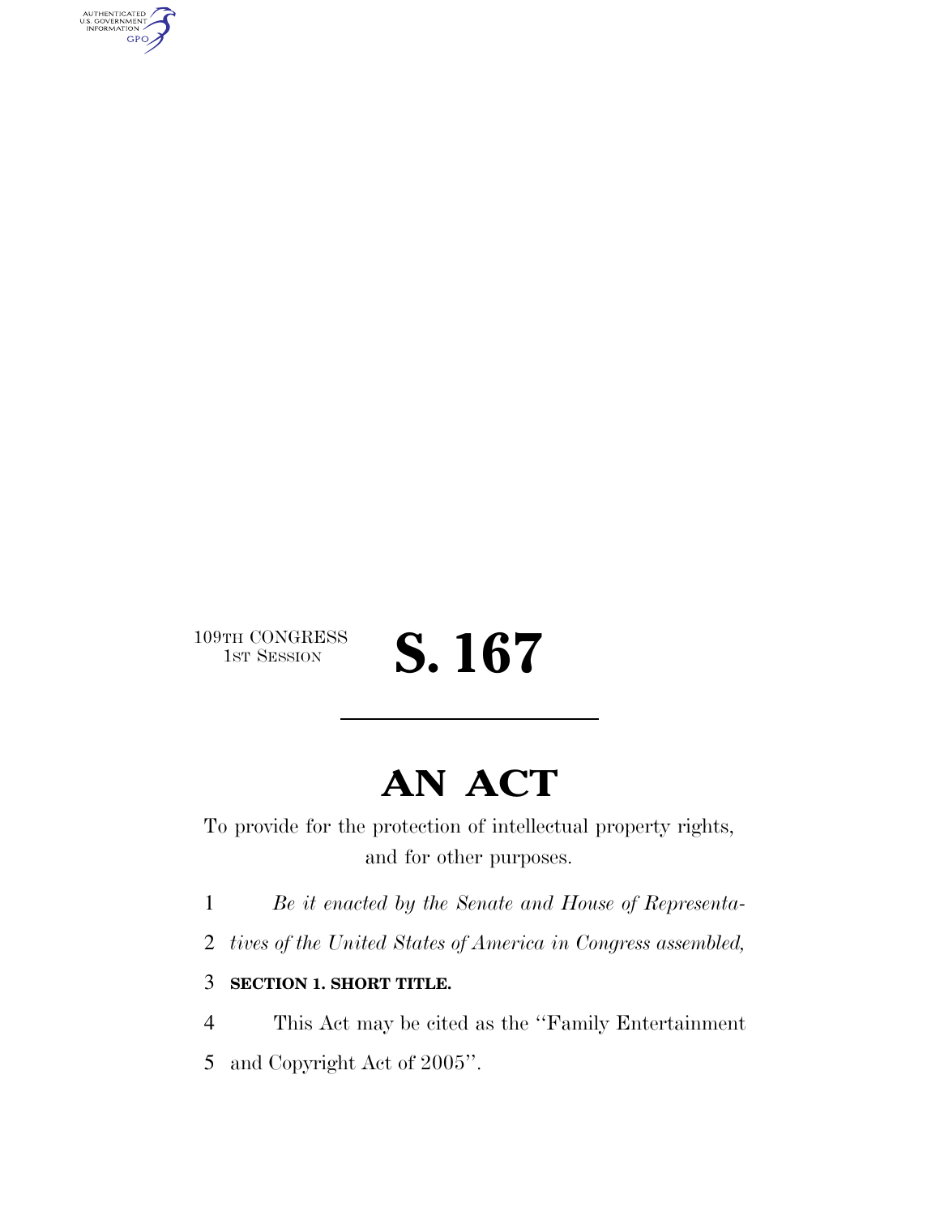109TH CONGRESS
1ST SESSION

# S. 167

## AN ACT

To provide for the protection of intellectual property rights, and for other purposes.

1 *Be it enacted by the Senate and House of Representa-*
2 *tives of the United States of America in Congress assembled,*

3 **SECTION 1. SHORT TITLE.**

4 This Act may be cited as the ''Family Entertainment
5 and Copyright Act of 2005''.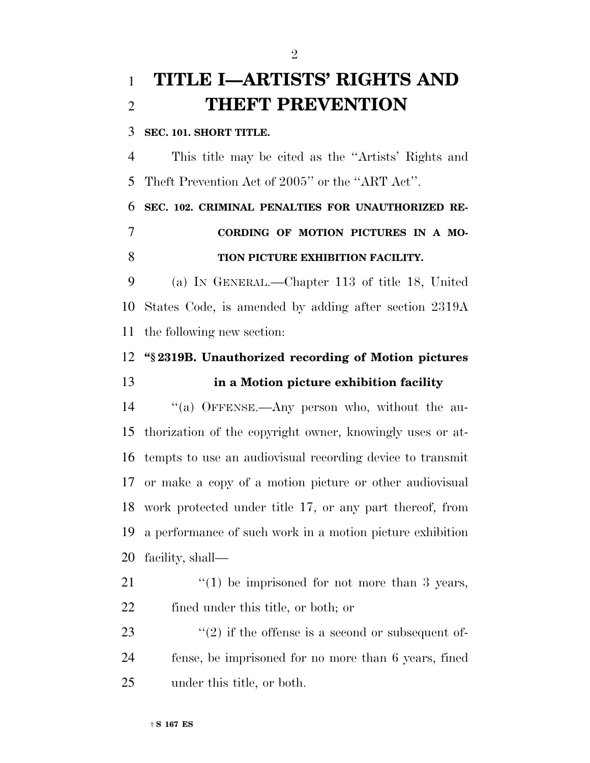# TITLE I—ARTISTS' RIGHTS AND THEFT PREVENTION

**SEC. 101. SHORT TITLE.**

This title may be cited as the ''Artists' Rights and Theft Prevention Act of 2005'' or the ''ART Act''.

**SEC. 102. CRIMINAL PENALTIES FOR UNAUTHORIZED RECORDING OF MOTION PICTURES IN A MOTION PICTURE EXHIBITION FACILITY.**

(a) IN GENERAL.—Chapter 113 of title 18, United States Code, is amended by adding after section 2319A the following new section:

**''§ 2319B. Unauthorized recording of Motion pictures in a Motion picture exhibition facility**

''(a) OFFENSE.—Any person who, without the authorization of the copyright owner, knowingly uses or attempts to use an audiovisual recording device to transmit or make a copy of a motion picture or other audiovisual work protected under title 17, or any part thereof, from a performance of such work in a motion picture exhibition facility, shall—

''(1) be imprisoned for not more than 3 years, fined under this title, or both; or

''(2) if the offense is a second or subsequent offense, be imprisoned for no more than 6 years, fined under this title, or both.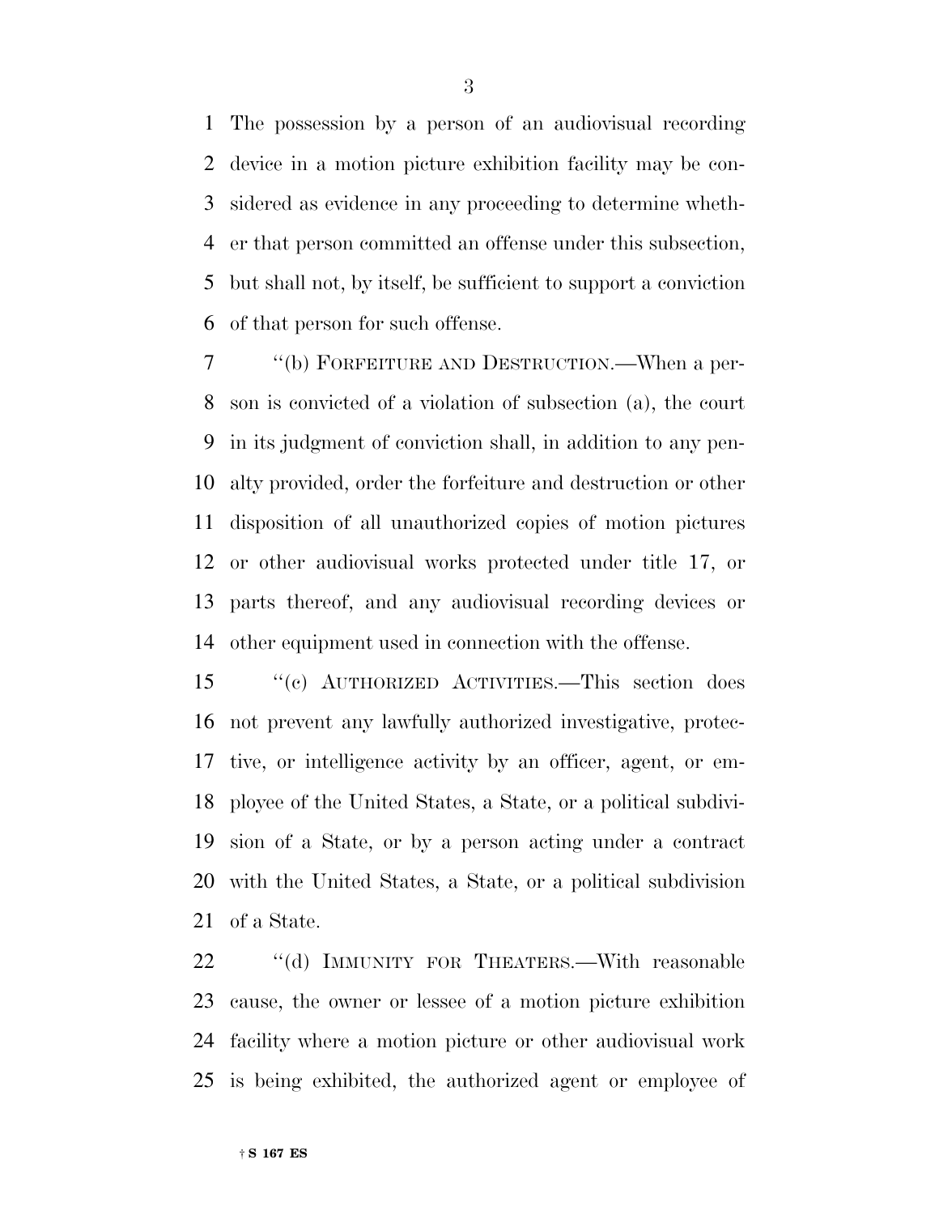The possession by a person of an audiovisual recording device in a motion picture exhibition facility may be considered as evidence in any proceeding to determine whether that person committed an offense under this subsection, but shall not, by itself, be sufficient to support a conviction of that person for such offense.

''(b) FORFEITURE AND DESTRUCTION.—When a person is convicted of a violation of subsection (a), the court in its judgment of conviction shall, in addition to any penalty provided, order the forfeiture and destruction or other disposition of all unauthorized copies of motion pictures or other audiovisual works protected under title 17, or parts thereof, and any audiovisual recording devices or other equipment used in connection with the offense.

''(c) AUTHORIZED ACTIVITIES.—This section does not prevent any lawfully authorized investigative, protective, or intelligence activity by an officer, agent, or employee of the United States, a State, or a political subdivision of a State, or by a person acting under a contract with the United States, a State, or a political subdivision of a State.

''(d) IMMUNITY FOR THEATERS.—With reasonable cause, the owner or lessee of a motion picture exhibition facility where a motion picture or other audiovisual work is being exhibited, the authorized agent or employee of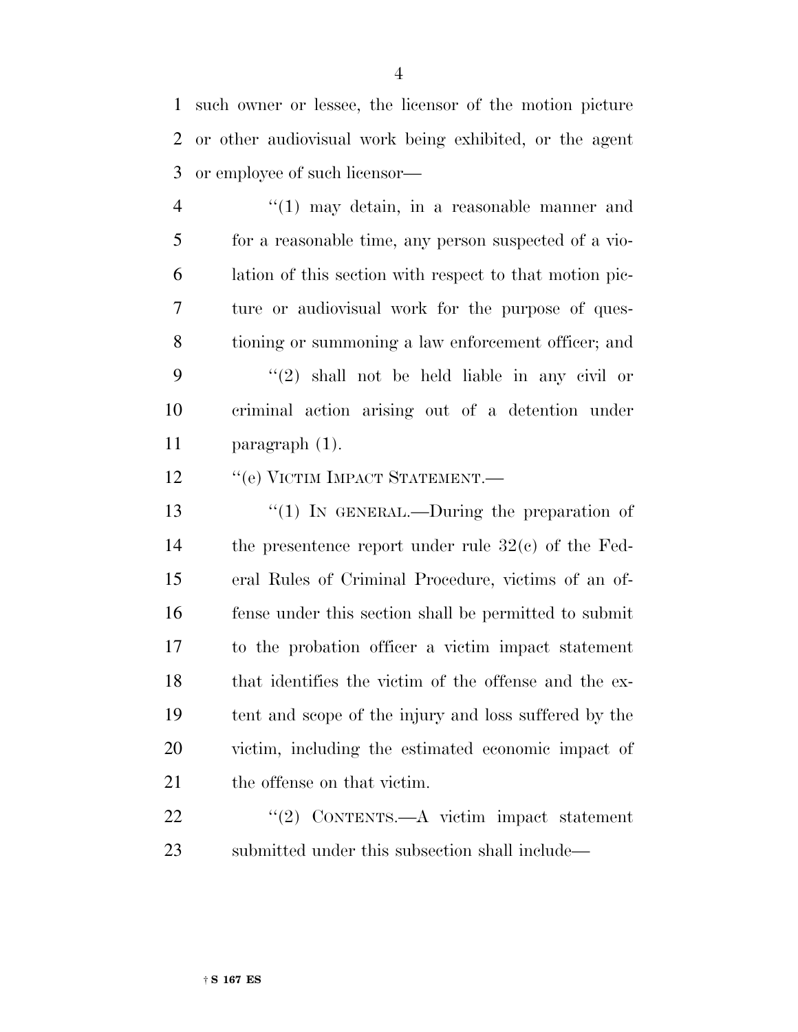such owner or lessee, the licensor of the motion picture or other audiovisual work being exhibited, or the agent or employee of such licensor—

''(1) may detain, in a reasonable manner and for a reasonable time, any person suspected of a violation of this section with respect to that motion picture or audiovisual work for the purpose of questioning or summoning a law enforcement officer; and

''(2) shall not be held liable in any civil or criminal action arising out of a detention under paragraph (1).

''(e) VICTIM IMPACT STATEMENT.—

''(1) IN GENERAL.—During the preparation of the presentence report under rule 32(c) of the Federal Rules of Criminal Procedure, victims of an offense under this section shall be permitted to submit to the probation officer a victim impact statement that identifies the victim of the offense and the extent and scope of the injury and loss suffered by the victim, including the estimated economic impact of the offense on that victim.

''(2) CONTENTS.—A victim impact statement submitted under this subsection shall include—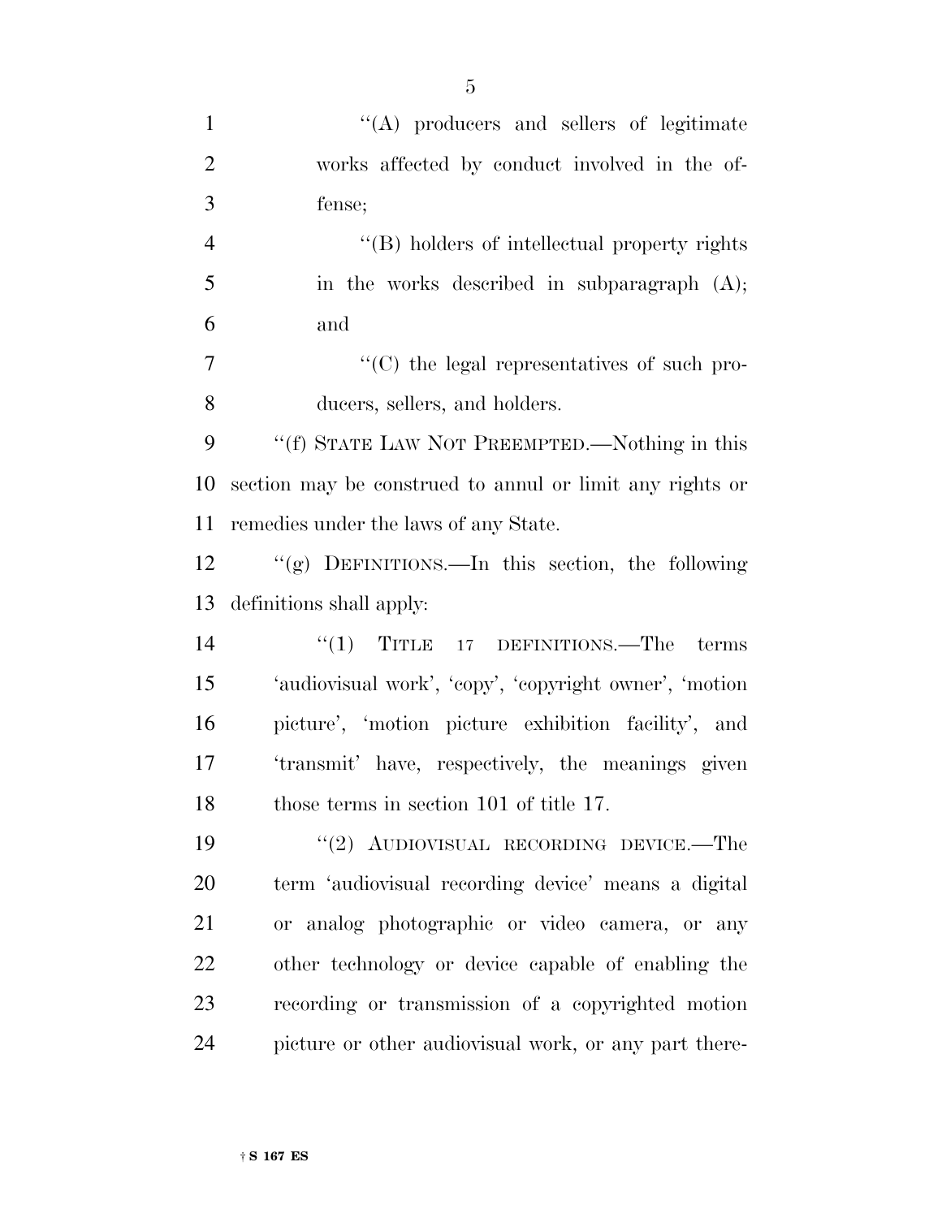''(A) producers and sellers of legitimate works affected by conduct involved in the offense;

''(B) holders of intellectual property rights in the works described in subparagraph (A); and

''(C) the legal representatives of such producers, sellers, and holders.

''(f) STATE LAW NOT PREEMPTED.—Nothing in this section may be construed to annul or limit any rights or remedies under the laws of any State.

''(g) DEFINITIONS.—In this section, the following definitions shall apply:

''(1) TITLE 17 DEFINITIONS.—The terms 'audiovisual work', 'copy', 'copyright owner', 'motion picture', 'motion picture exhibition facility', and 'transmit' have, respectively, the meanings given those terms in section 101 of title 17.

''(2) AUDIOVISUAL RECORDING DEVICE.—The term 'audiovisual recording device' means a digital or analog photographic or video camera, or any other technology or device capable of enabling the recording or transmission of a copyrighted motion picture or other audiovisual work, or any part there-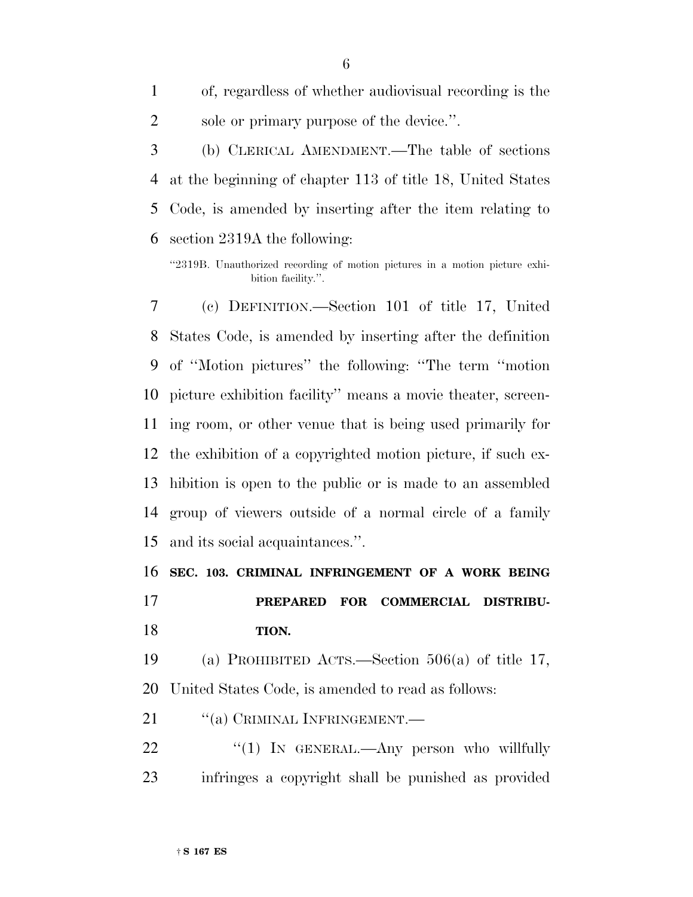of, regardless of whether audiovisual recording is the sole or primary purpose of the device.''.

(b) CLERICAL AMENDMENT.—The table of sections at the beginning of chapter 113 of title 18, United States Code, is amended by inserting after the item relating to section 2319A the following:

''2319B. Unauthorized recording of motion pictures in a motion picture exhibition facility.''.

(c) DEFINITION.—Section 101 of title 17, United States Code, is amended by inserting after the definition of ''Motion pictures'' the following: ''The term ''motion picture exhibition facility'' means a movie theater, screening room, or other venue that is being used primarily for the exhibition of a copyrighted motion picture, if such exhibition is open to the public or is made to an assembled group of viewers outside of a normal circle of a family and its social acquaintances.''.

**SEC. 103. CRIMINAL INFRINGEMENT OF A WORK BEING PREPARED FOR COMMERCIAL DISTRIBUTION.**

(a) PROHIBITED ACTS.—Section 506(a) of title 17, United States Code, is amended to read as follows:

''(a) CRIMINAL INFRINGEMENT.—

''(1) IN GENERAL.—Any person who willfully infringes a copyright shall be punished as provided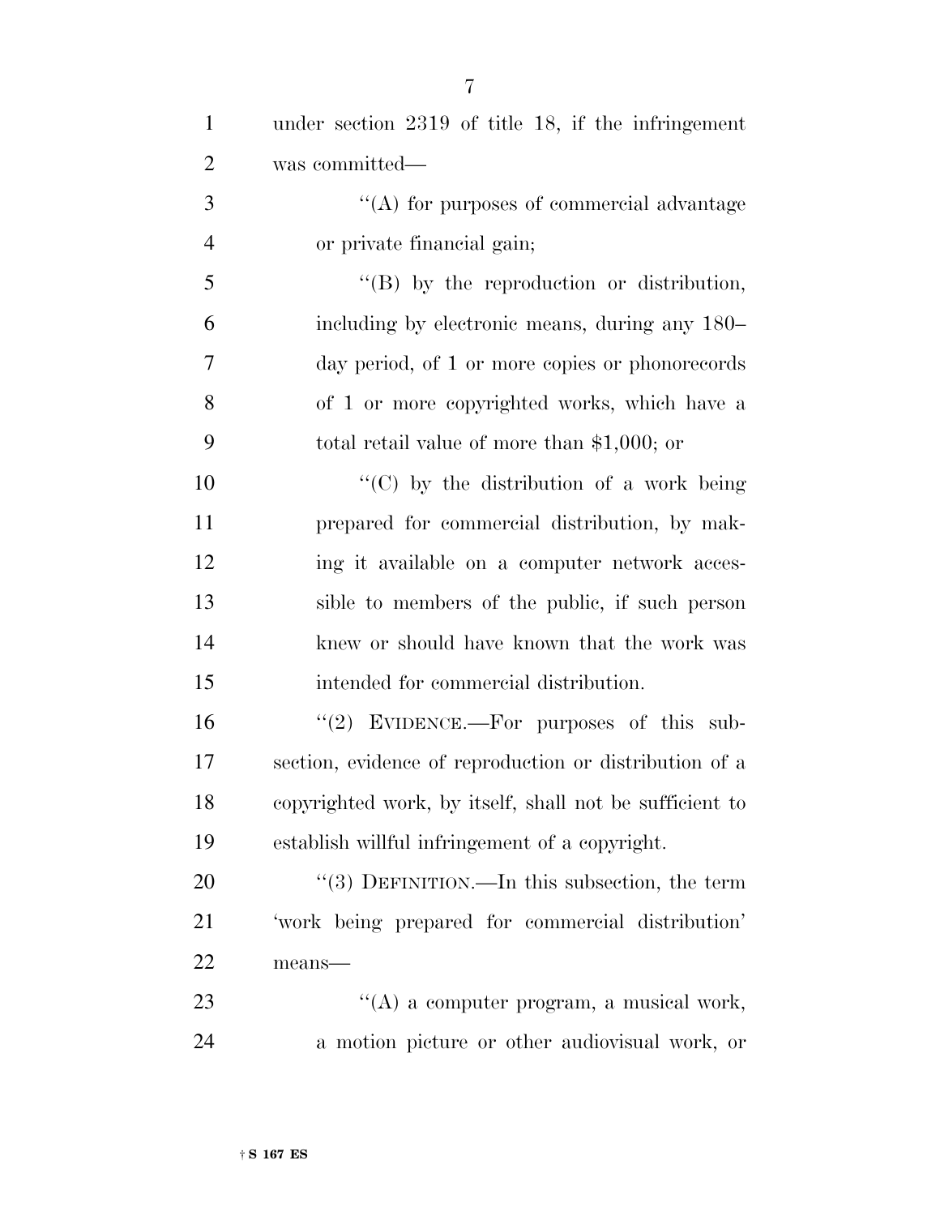under section 2319 of title 18, if the infringement was committed—

''(A) for purposes of commercial advantage or private financial gain;

''(B) by the reproduction or distribution, including by electronic means, during any 180–day period, of 1 or more copies or phonorecords of 1 or more copyrighted works, which have a total retail value of more than $1,000; or

''(C) by the distribution of a work being prepared for commercial distribution, by making it available on a computer network accessible to members of the public, if such person knew or should have known that the work was intended for commercial distribution.

''(2) EVIDENCE.—For purposes of this subsection, evidence of reproduction or distribution of a copyrighted work, by itself, shall not be sufficient to establish willful infringement of a copyright.

''(3) DEFINITION.—In this subsection, the term 'work being prepared for commercial distribution' means—

''(A) a computer program, a musical work, a motion picture or other audiovisual work, or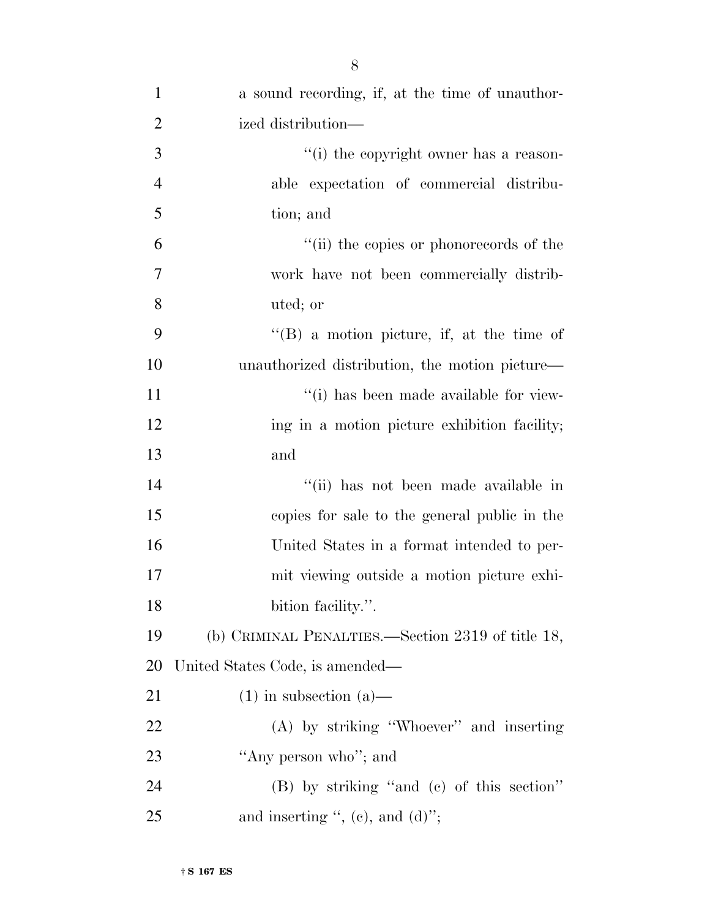a sound recording, if, at the time of unauthorized distribution—

''(i) the copyright owner has a reasonable expectation of commercial distribution; and

''(ii) the copies or phonorecords of the work have not been commercially distributed; or

''(B) a motion picture, if, at the time of unauthorized distribution, the motion picture—

''(i) has been made available for viewing in a motion picture exhibition facility; and

''(ii) has not been made available in copies for sale to the general public in the United States in a format intended to permit viewing outside a motion picture exhibition facility.''.

(b) CRIMINAL PENALTIES.—Section 2319 of title 18, United States Code, is amended—

(1) in subsection (a)—

(A) by striking ''Whoever'' and inserting ''Any person who''; and

(B) by striking ''and (c) of this section'' and inserting '', (c), and (d)'';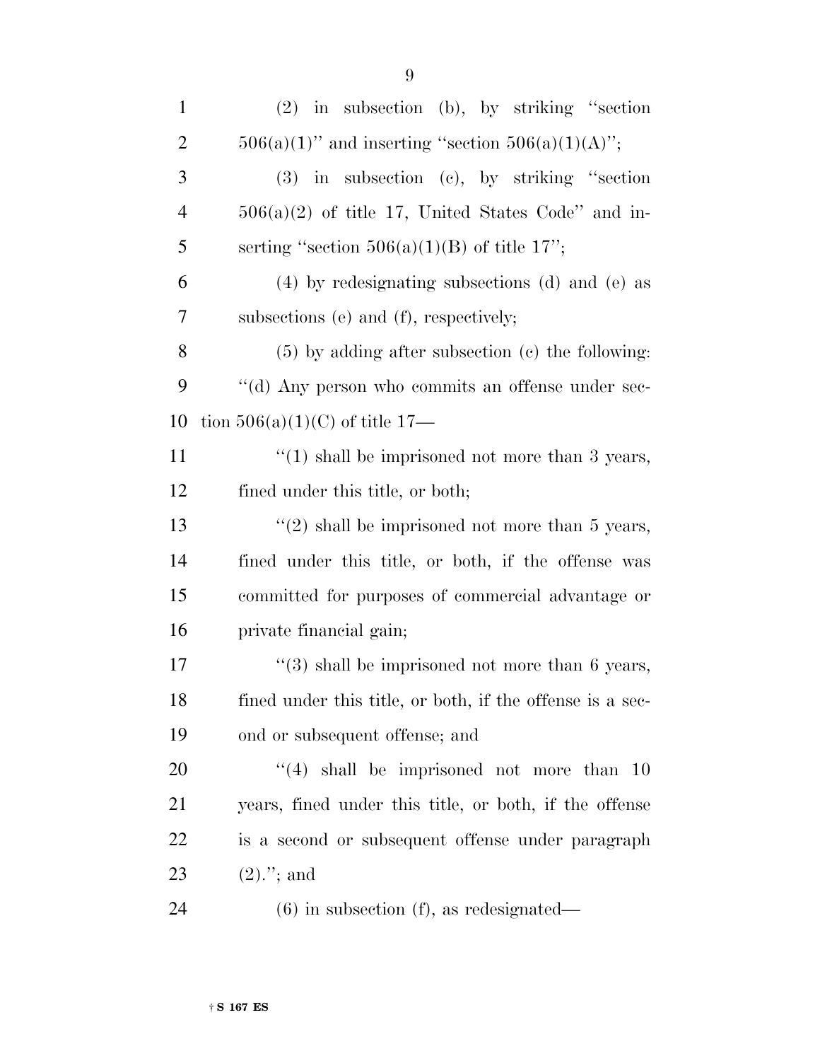(2) in subsection (b), by striking ''section 506(a)(1)'' and inserting ''section 506(a)(1)(A)'';

(3) in subsection (c), by striking ''section 506(a)(2) of title 17, United States Code'' and inserting ''section 506(a)(1)(B) of title 17'';

(4) by redesignating subsections (d) and (e) as subsections (e) and (f), respectively;

(5) by adding after subsection (c) the following:

''(d) Any person who commits an offense under section 506(a)(1)(C) of title 17—

''(1) shall be imprisoned not more than 3 years, fined under this title, or both;

''(2) shall be imprisoned not more than 5 years, fined under this title, or both, if the offense was committed for purposes of commercial advantage or private financial gain;

''(3) shall be imprisoned not more than 6 years, fined under this title, or both, if the offense is a second or subsequent offense; and

''(4) shall be imprisoned not more than 10 years, fined under this title, or both, if the offense is a second or subsequent offense under paragraph (2).''; and

(6) in subsection (f), as redesignated—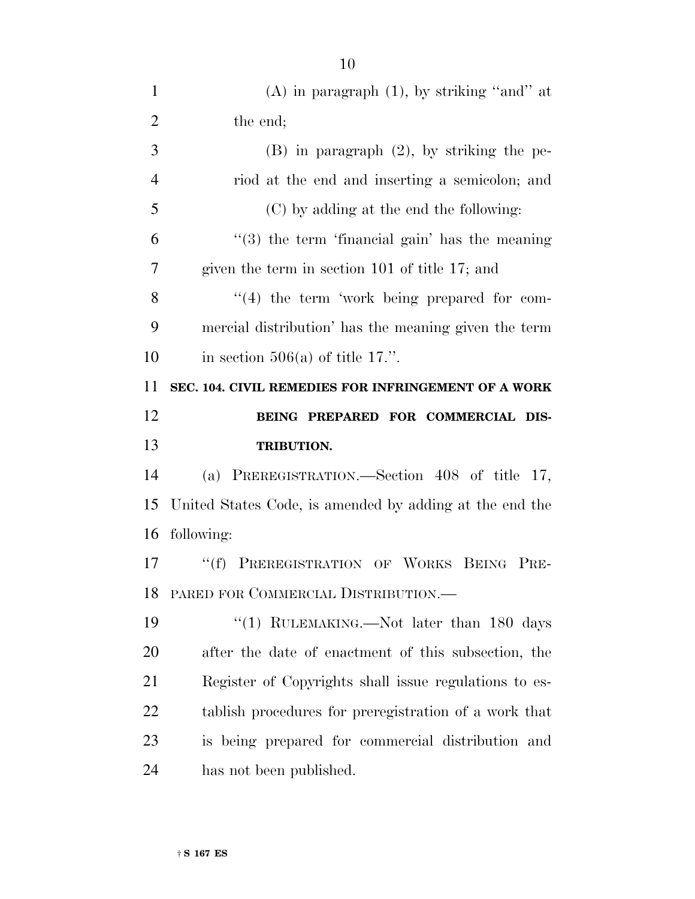(A) in paragraph (1), by striking ''and'' at the end;

(B) in paragraph (2), by striking the period at the end and inserting a semicolon; and

(C) by adding at the end the following:

''(3) the term 'financial gain' has the meaning given the term in section 101 of title 17; and

''(4) the term 'work being prepared for commercial distribution' has the meaning given the term in section 506(a) of title 17.''.

**SEC. 104. CIVIL REMEDIES FOR INFRINGEMENT OF A WORK BEING PREPARED FOR COMMERCIAL DISTRIBUTION.**

(a) PREREGISTRATION.—Section 408 of title 17, United States Code, is amended by adding at the end the following:

''(f) PREREGISTRATION OF WORKS BEING PREPARED FOR COMMERCIAL DISTRIBUTION.—

''(1) RULEMAKING.—Not later than 180 days after the date of enactment of this subsection, the Register of Copyrights shall issue regulations to establish procedures for preregistration of a work that is being prepared for commercial distribution and has not been published.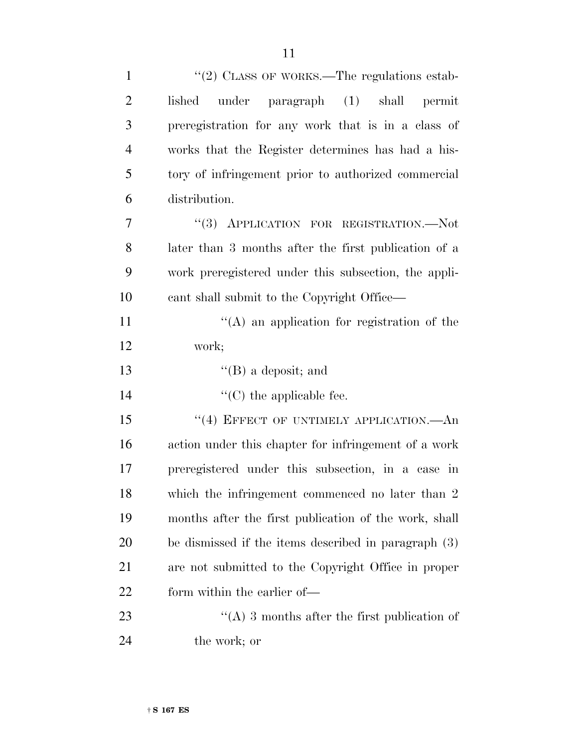''(2) CLASS OF WORKS.—The regulations established under paragraph (1) shall permit preregistration for any work that is in a class of works that the Register determines has had a history of infringement prior to authorized commercial distribution.

''(3) APPLICATION FOR REGISTRATION.—Not later than 3 months after the first publication of a work preregistered under this subsection, the applicant shall submit to the Copyright Office—

''(A) an application for registration of the work;

''(B) a deposit; and

''(C) the applicable fee.

''(4) EFFECT OF UNTIMELY APPLICATION.—An action under this chapter for infringement of a work preregistered under this subsection, in a case in which the infringement commenced no later than 2 months after the first publication of the work, shall be dismissed if the items described in paragraph (3) are not submitted to the Copyright Office in proper form within the earlier of—

''(A) 3 months after the first publication of the work; or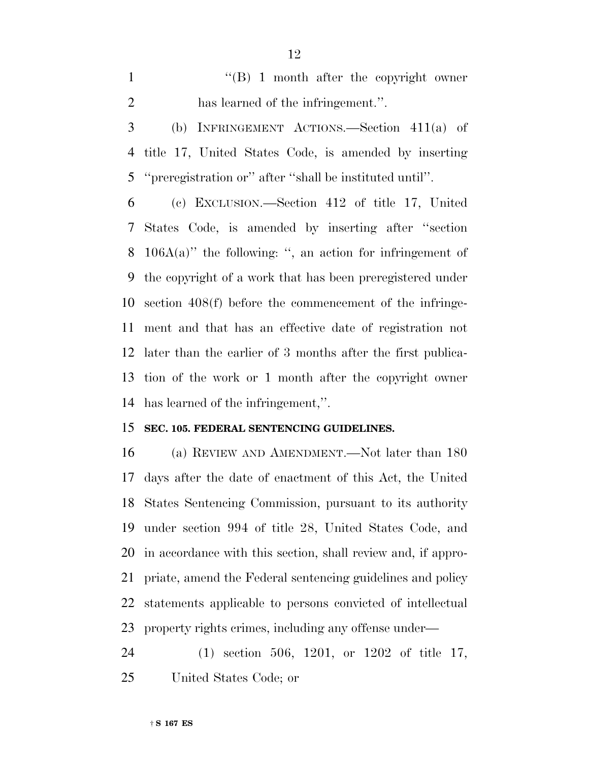"(B) 1 month after the copyright owner has learned of the infringement.".

(b) INFRINGEMENT ACTIONS.—Section 411(a) of title 17, United States Code, is amended by inserting "preregistration or" after "shall be instituted until".

(c) EXCLUSION.—Section 412 of title 17, United States Code, is amended by inserting after "section 106A(a)" the following: ", an action for infringement of the copyright of a work that has been preregistered under section 408(f) before the commencement of the infringement and that has an effective date of registration not later than the earlier of 3 months after the first publication of the work or 1 month after the copyright owner has learned of the infringement,".

**SEC. 105. FEDERAL SENTENCING GUIDELINES.**

(a) REVIEW AND AMENDMENT.—Not later than 180 days after the date of enactment of this Act, the United States Sentencing Commission, pursuant to its authority under section 994 of title 28, United States Code, and in accordance with this section, shall review and, if appropriate, amend the Federal sentencing guidelines and policy statements applicable to persons convicted of intellectual property rights crimes, including any offense under—

(1) section 506, 1201, or 1202 of title 17, United States Code; or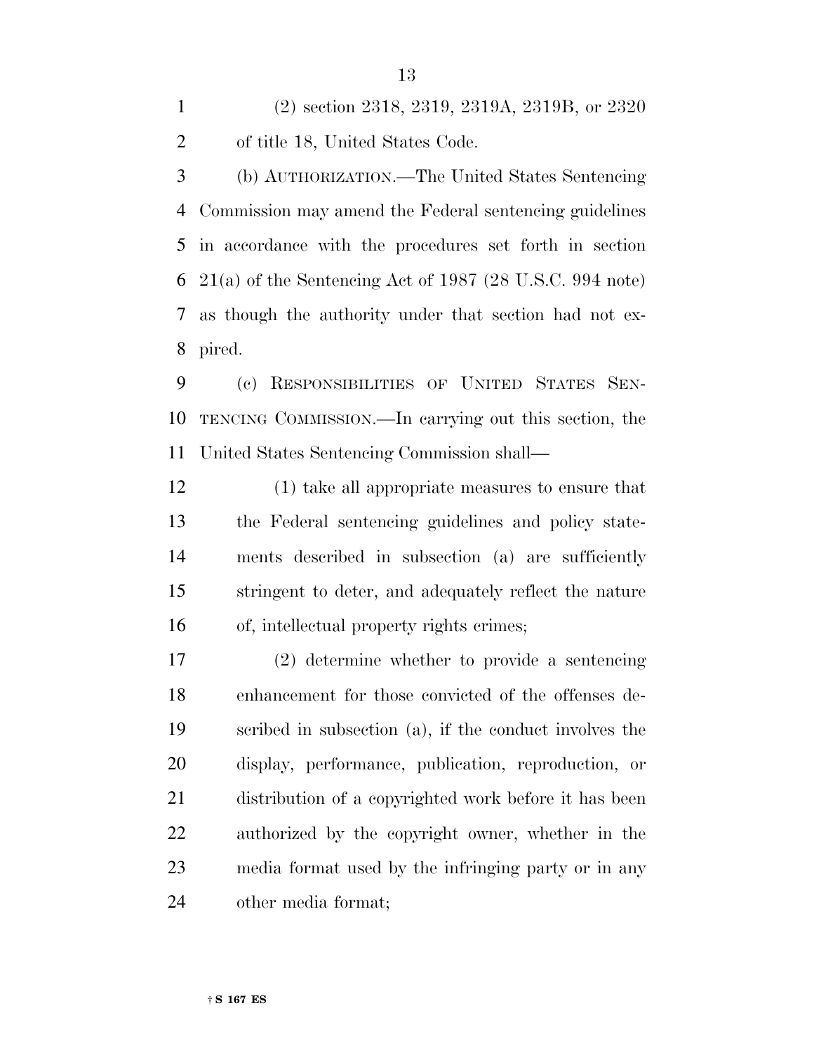(2) section 2318, 2319, 2319A, 2319B, or 2320 of title 18, United States Code.

(b) AUTHORIZATION.—The United States Sentencing Commission may amend the Federal sentencing guidelines in accordance with the procedures set forth in section 21(a) of the Sentencing Act of 1987 (28 U.S.C. 994 note) as though the authority under that section had not expired.

(c) RESPONSIBILITIES OF UNITED STATES SENTENCING COMMISSION.—In carrying out this section, the United States Sentencing Commission shall—

(1) take all appropriate measures to ensure that the Federal sentencing guidelines and policy statements described in subsection (a) are sufficiently stringent to deter, and adequately reflect the nature of, intellectual property rights crimes;

(2) determine whether to provide a sentencing enhancement for those convicted of the offenses described in subsection (a), if the conduct involves the display, performance, publication, reproduction, or distribution of a copyrighted work before it has been authorized by the copyright owner, whether in the media format used by the infringing party or in any other media format;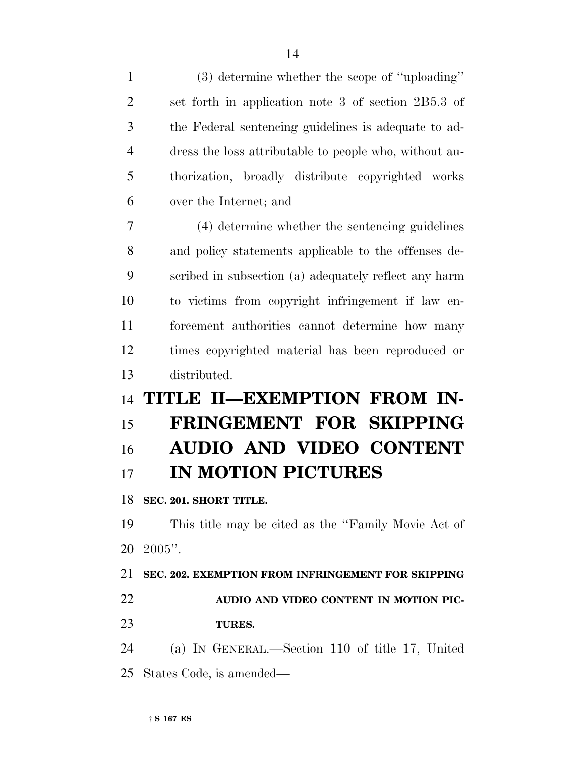(3) determine whether the scope of ''uploading'' set forth in application note 3 of section 2B5.3 of the Federal sentencing guidelines is adequate to address the loss attributable to people who, without authorization, broadly distribute copyrighted works over the Internet; and

(4) determine whether the sentencing guidelines and policy statements applicable to the offenses described in subsection (a) adequately reflect any harm to victims from copyright infringement if law enforcement authorities cannot determine how many times copyrighted material has been reproduced or distributed.

# TITLE II—EXEMPTION FROM INFRINGEMENT FOR SKIPPING AUDIO AND VIDEO CONTENT IN MOTION PICTURES

**SEC. 201. SHORT TITLE.**

This title may be cited as the ''Family Movie Act of 2005''.

**SEC. 202. EXEMPTION FROM INFRINGEMENT FOR SKIPPING AUDIO AND VIDEO CONTENT IN MOTION PICTURES.**

(a) IN GENERAL.—Section 110 of title 17, United States Code, is amended—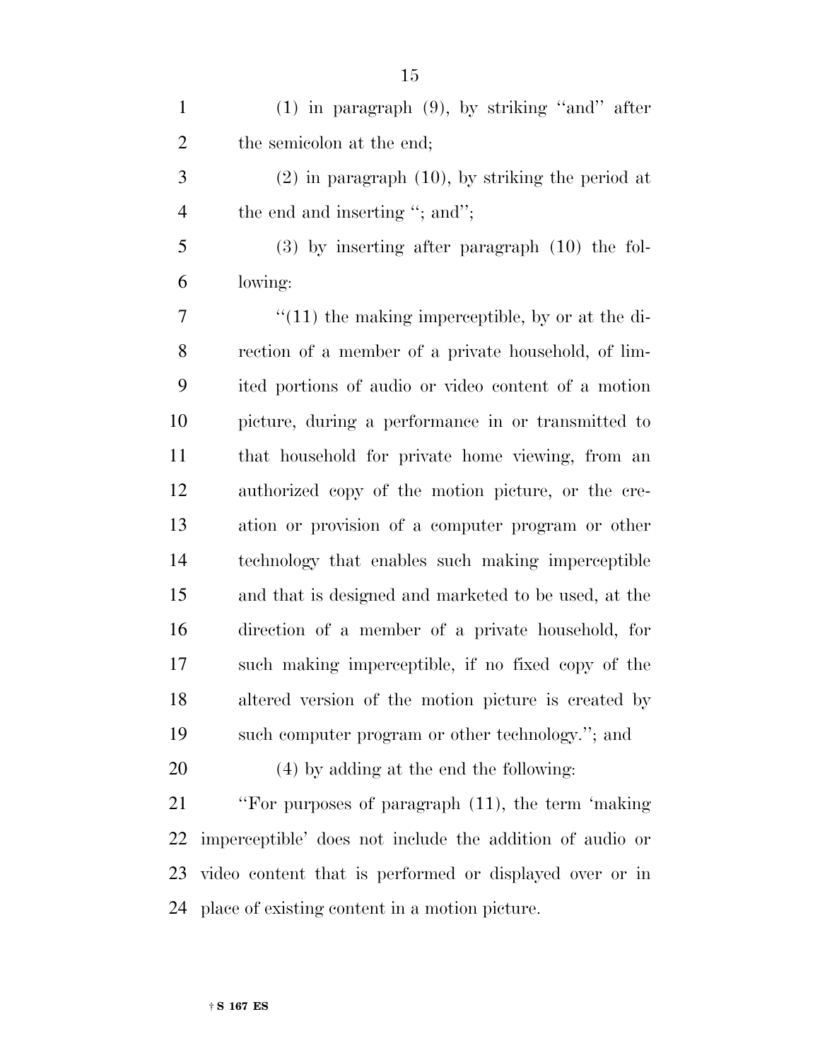(1) in paragraph (9), by striking "and" after the semicolon at the end;

(2) in paragraph (10), by striking the period at the end and inserting "; and";

(3) by inserting after paragraph (10) the following:

"(11) the making imperceptible, by or at the direction of a member of a private household, of limited portions of audio or video content of a motion picture, during a performance in or transmitted to that household for private home viewing, from an authorized copy of the motion picture, or the creation or provision of a computer program or other technology that enables such making imperceptible and that is designed and marketed to be used, at the direction of a member of a private household, for such making imperceptible, if no fixed copy of the altered version of the motion picture is created by such computer program or other technology."; and

(4) by adding at the end the following:

"For purposes of paragraph (11), the term 'making imperceptible' does not include the addition of audio or video content that is performed or displayed over or in place of existing content in a motion picture.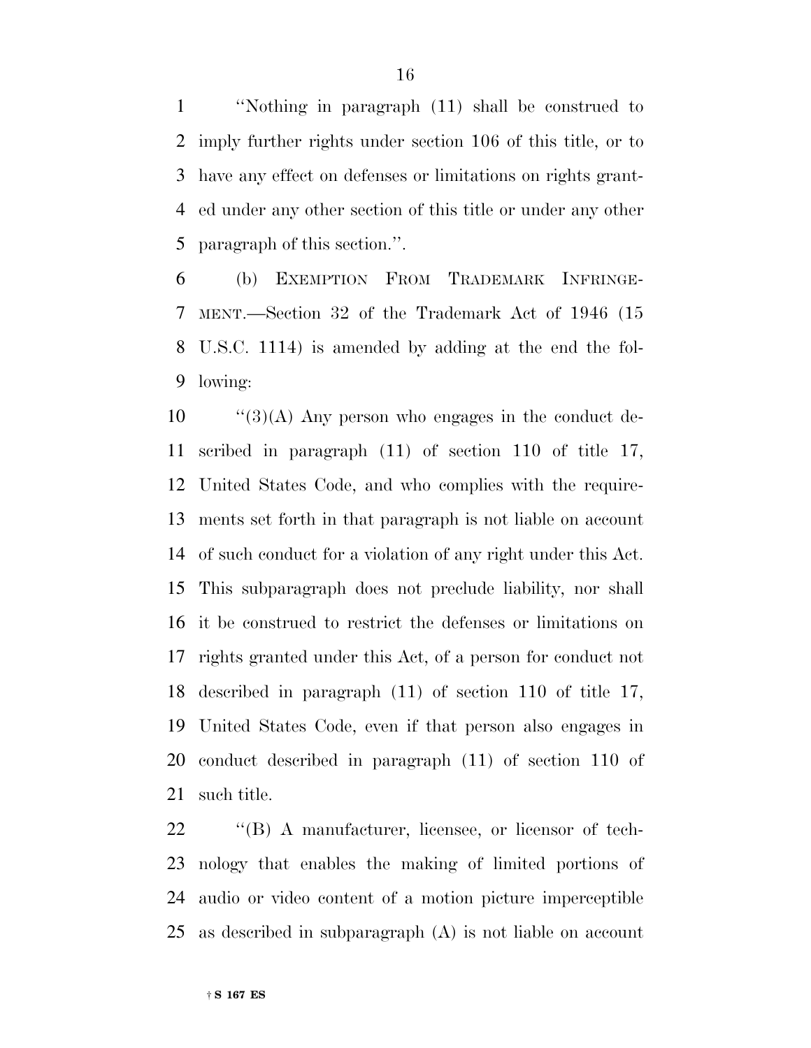"Nothing in paragraph (11) shall be construed to imply further rights under section 106 of this title, or to have any effect on defenses or limitations on rights granted under any other section of this title or under any other paragraph of this section.".

(b) EXEMPTION FROM TRADEMARK INFRINGEMENT.—Section 32 of the Trademark Act of 1946 (15 U.S.C. 1114) is amended by adding at the end the following:

"(3)(A) Any person who engages in the conduct described in paragraph (11) of section 110 of title 17, United States Code, and who complies with the requirements set forth in that paragraph is not liable on account of such conduct for a violation of any right under this Act. This subparagraph does not preclude liability, nor shall it be construed to restrict the defenses or limitations on rights granted under this Act, of a person for conduct not described in paragraph (11) of section 110 of title 17, United States Code, even if that person also engages in conduct described in paragraph (11) of section 110 of such title.

"(B) A manufacturer, licensee, or licensor of technology that enables the making of limited portions of audio or video content of a motion picture imperceptible as described in subparagraph (A) is not liable on account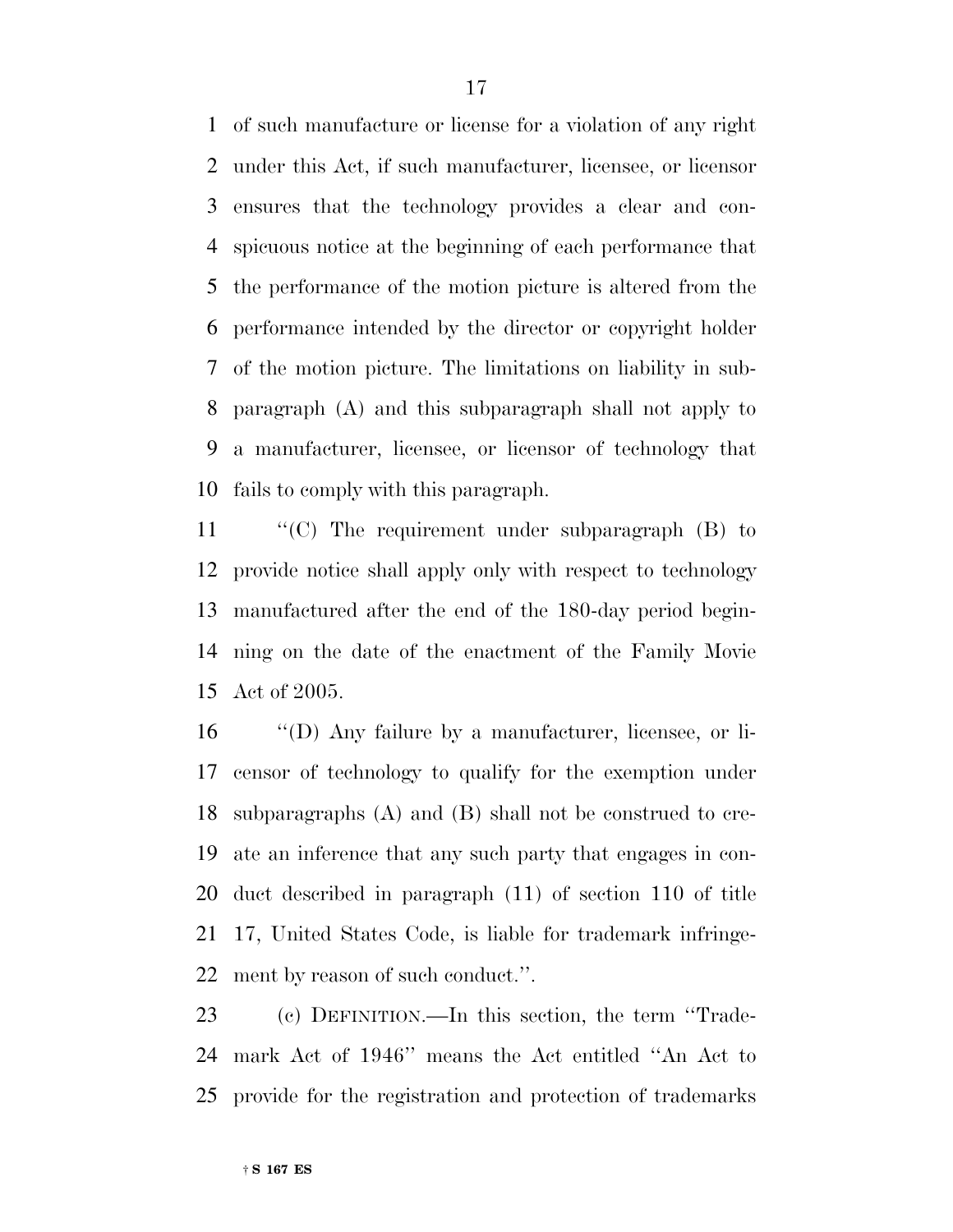of such manufacture or license for a violation of any right under this Act, if such manufacturer, licensee, or licensor ensures that the technology provides a clear and conspicuous notice at the beginning of each performance that the performance of the motion picture is altered from the performance intended by the director or copyright holder of the motion picture. The limitations on liability in subparagraph (A) and this subparagraph shall not apply to a manufacturer, licensee, or licensor of technology that fails to comply with this paragraph.

''(C) The requirement under subparagraph (B) to provide notice shall apply only with respect to technology manufactured after the end of the 180-day period beginning on the date of the enactment of the Family Movie Act of 2005.

''(D) Any failure by a manufacturer, licensee, or licensor of technology to qualify for the exemption under subparagraphs (A) and (B) shall not be construed to create an inference that any such party that engages in conduct described in paragraph (11) of section 110 of title 17, United States Code, is liable for trademark infringement by reason of such conduct.''.

(c) DEFINITION.—In this section, the term ''Trademark Act of 1946'' means the Act entitled ''An Act to provide for the registration and protection of trademarks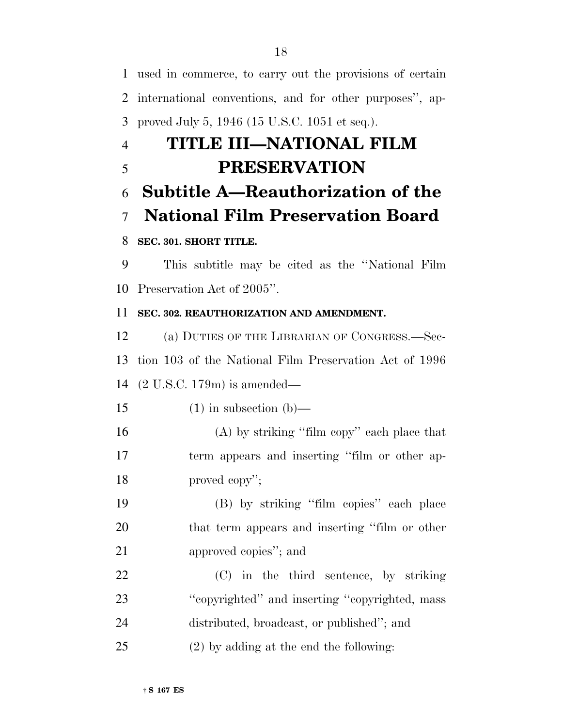used in commerce, to carry out the provisions of certain international conventions, and for other purposes'', approved July 5, 1946 (15 U.S.C. 1051 et seq.).

# TITLE III—NATIONAL FILM PRESERVATION

## Subtitle A—Reauthorization of the National Film Preservation Board

**SEC. 301. SHORT TITLE.**

This subtitle may be cited as the ''National Film Preservation Act of 2005''.

**SEC. 302. REAUTHORIZATION AND AMENDMENT.**

(a) DUTIES OF THE LIBRARIAN OF CONGRESS.—Section 103 of the National Film Preservation Act of 1996 (2 U.S.C. 179m) is amended—

(1) in subsection (b)—

(A) by striking ''film copy'' each place that term appears and inserting ''film or other approved copy'';

(B) by striking ''film copies'' each place that term appears and inserting ''film or other approved copies''; and

(C) in the third sentence, by striking ''copyrighted'' and inserting ''copyrighted, mass distributed, broadcast, or published''; and

(2) by adding at the end the following: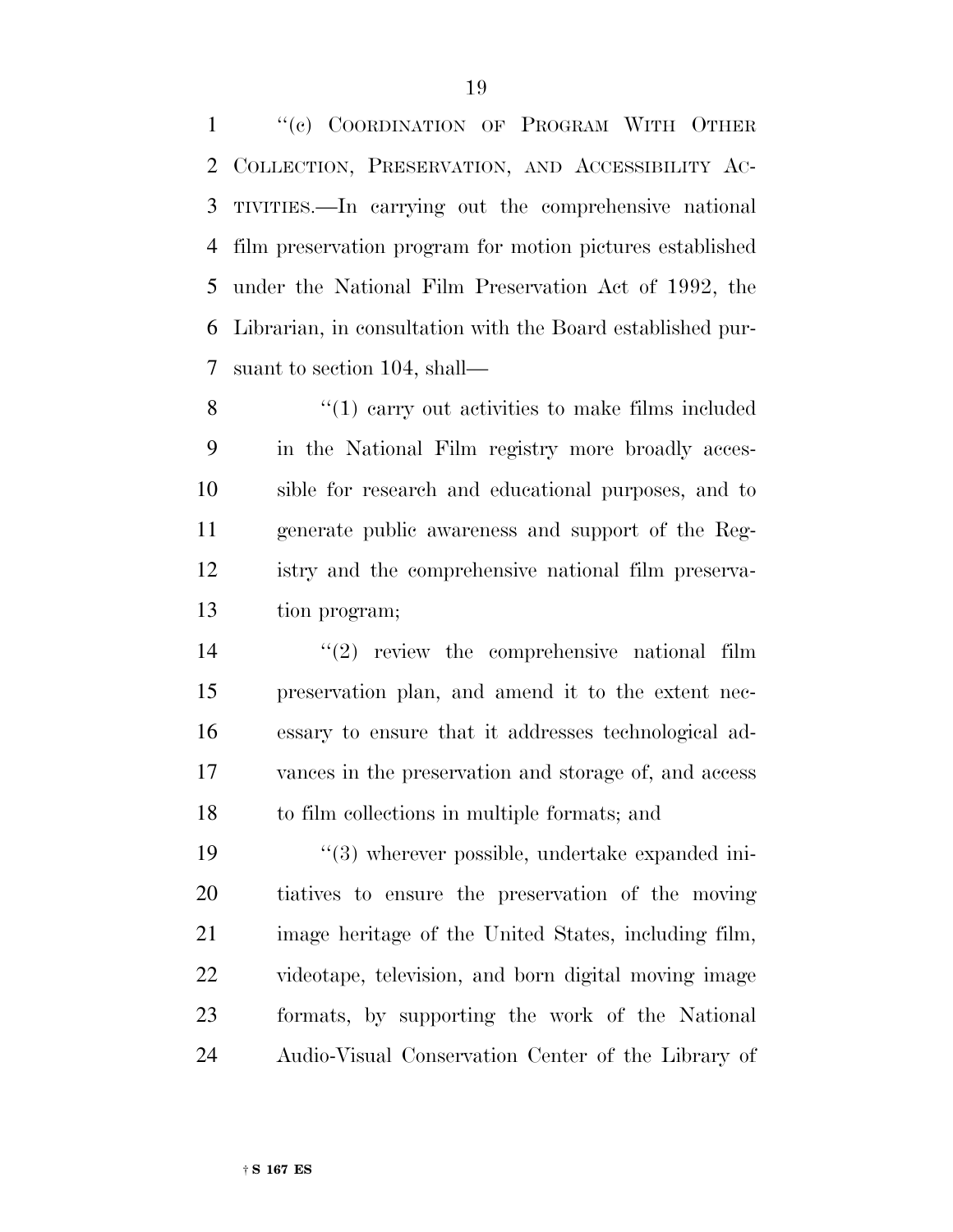''(c) COORDINATION OF PROGRAM WITH OTHER COLLECTION, PRESERVATION, AND ACCESSIBILITY ACTIVITIES.—In carrying out the comprehensive national film preservation program for motion pictures established under the National Film Preservation Act of 1992, the Librarian, in consultation with the Board established pursuant to section 104, shall—

''(1) carry out activities to make films included in the National Film registry more broadly accessible for research and educational purposes, and to generate public awareness and support of the Registry and the comprehensive national film preservation program;

''(2) review the comprehensive national film preservation plan, and amend it to the extent necessary to ensure that it addresses technological advances in the preservation and storage of, and access to film collections in multiple formats; and

''(3) wherever possible, undertake expanded initiatives to ensure the preservation of the moving image heritage of the United States, including film, videotape, television, and born digital moving image formats, by supporting the work of the National Audio-Visual Conservation Center of the Library of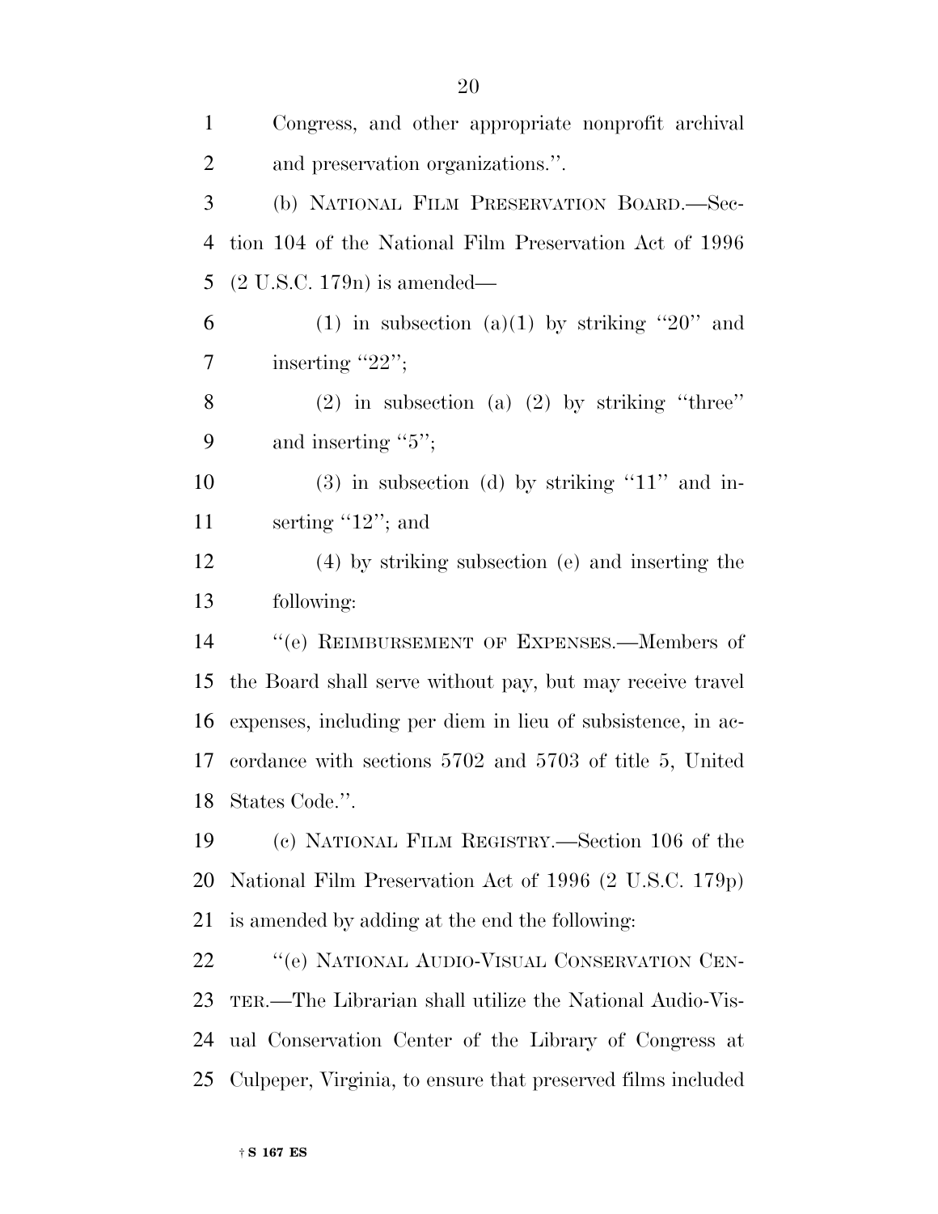Congress, and other appropriate nonprofit archival and preservation organizations.''.

(b) NATIONAL FILM PRESERVATION BOARD.—Section 104 of the National Film Preservation Act of 1996 (2 U.S.C. 179n) is amended—

(1) in subsection (a)(1) by striking ''20'' and inserting ''22'';

(2) in subsection (a) (2) by striking ''three'' and inserting ''5'';

(3) in subsection (d) by striking ''11'' and inserting ''12''; and

(4) by striking subsection (e) and inserting the following:

''(e) REIMBURSEMENT OF EXPENSES.—Members of the Board shall serve without pay, but may receive travel expenses, including per diem in lieu of subsistence, in accordance with sections 5702 and 5703 of title 5, United States Code.''.

(c) NATIONAL FILM REGISTRY.—Section 106 of the National Film Preservation Act of 1996 (2 U.S.C. 179p) is amended by adding at the end the following:

''(e) NATIONAL AUDIO-VISUAL CONSERVATION CENTER.—The Librarian shall utilize the National Audio-Visual Conservation Center of the Library of Congress at Culpeper, Virginia, to ensure that preserved films included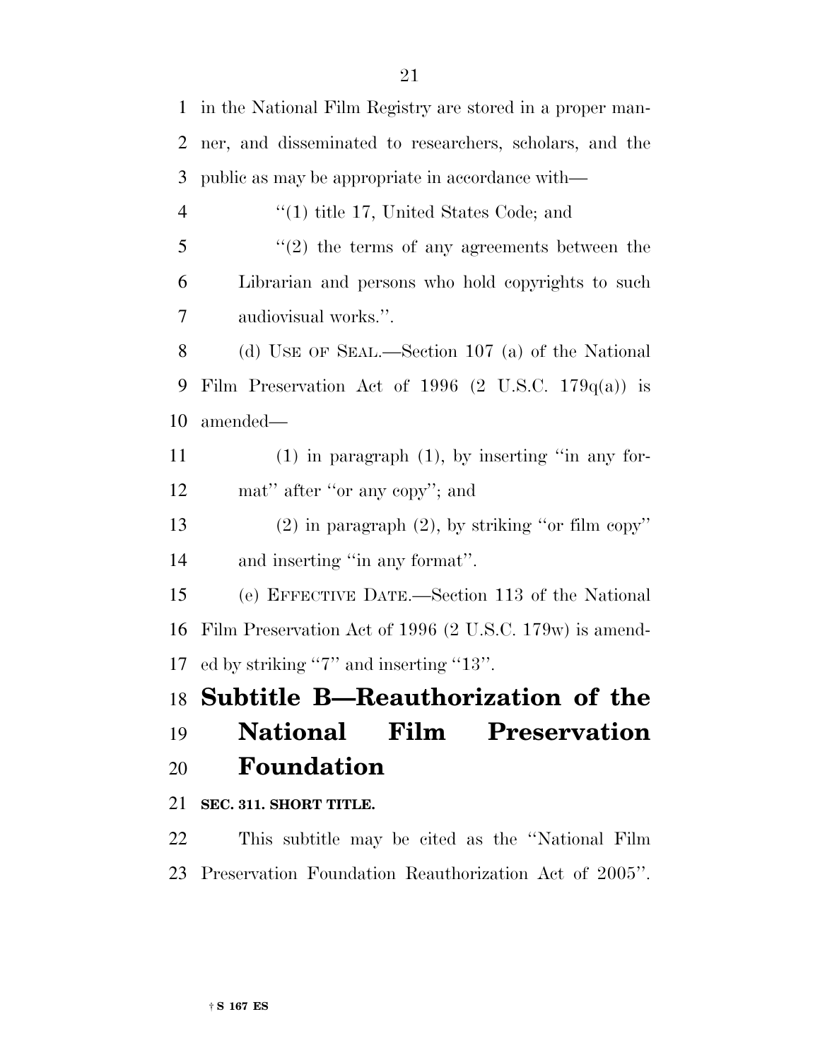in the National Film Registry are stored in a proper manner, and disseminated to researchers, scholars, and the public as may be appropriate in accordance with—

''(1) title 17, United States Code; and

''(2) the terms of any agreements between the Librarian and persons who hold copyrights to such audiovisual works.''.

(d) USE OF SEAL.—Section 107 (a) of the National Film Preservation Act of 1996 (2 U.S.C. 179q(a)) is amended—

(1) in paragraph (1), by inserting ''in any format'' after ''or any copy''; and

(2) in paragraph (2), by striking ''or film copy'' and inserting ''in any format''.

(e) EFFECTIVE DATE.—Section 113 of the National Film Preservation Act of 1996 (2 U.S.C. 179w) is amended by striking ''7'' and inserting ''13''.

## Subtitle B—Reauthorization of the National Film Preservation Foundation

**SEC. 311. SHORT TITLE.**

This subtitle may be cited as the ''National Film Preservation Foundation Reauthorization Act of 2005''.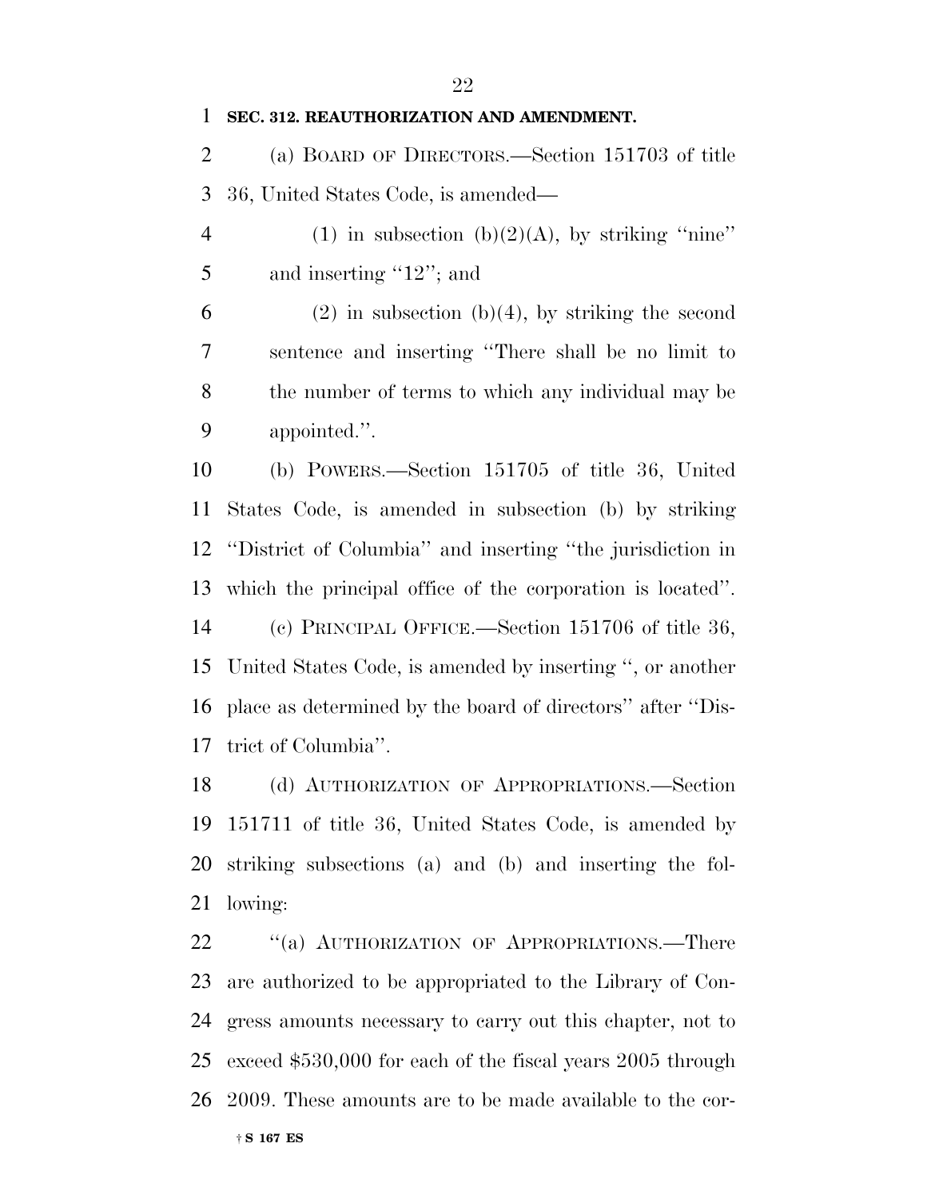**SEC. 312. REAUTHORIZATION AND AMENDMENT.**

(a) BOARD OF DIRECTORS.—Section 151703 of title 36, United States Code, is amended—

(1) in subsection (b)(2)(A), by striking ''nine'' and inserting ''12''; and

(2) in subsection (b)(4), by striking the second sentence and inserting ''There shall be no limit to the number of terms to which any individual may be appointed.''.

(b) POWERS.—Section 151705 of title 36, United States Code, is amended in subsection (b) by striking ''District of Columbia'' and inserting ''the jurisdiction in which the principal office of the corporation is located''.

(c) PRINCIPAL OFFICE.—Section 151706 of title 36, United States Code, is amended by inserting '', or another place as determined by the board of directors'' after ''District of Columbia''.

(d) AUTHORIZATION OF APPROPRIATIONS.—Section 151711 of title 36, United States Code, is amended by striking subsections (a) and (b) and inserting the following:

''(a) AUTHORIZATION OF APPROPRIATIONS.—There are authorized to be appropriated to the Library of Congress amounts necessary to carry out this chapter, not to exceed $530,000 for each of the fiscal years 2005 through 2009. These amounts are to be made available to the cor-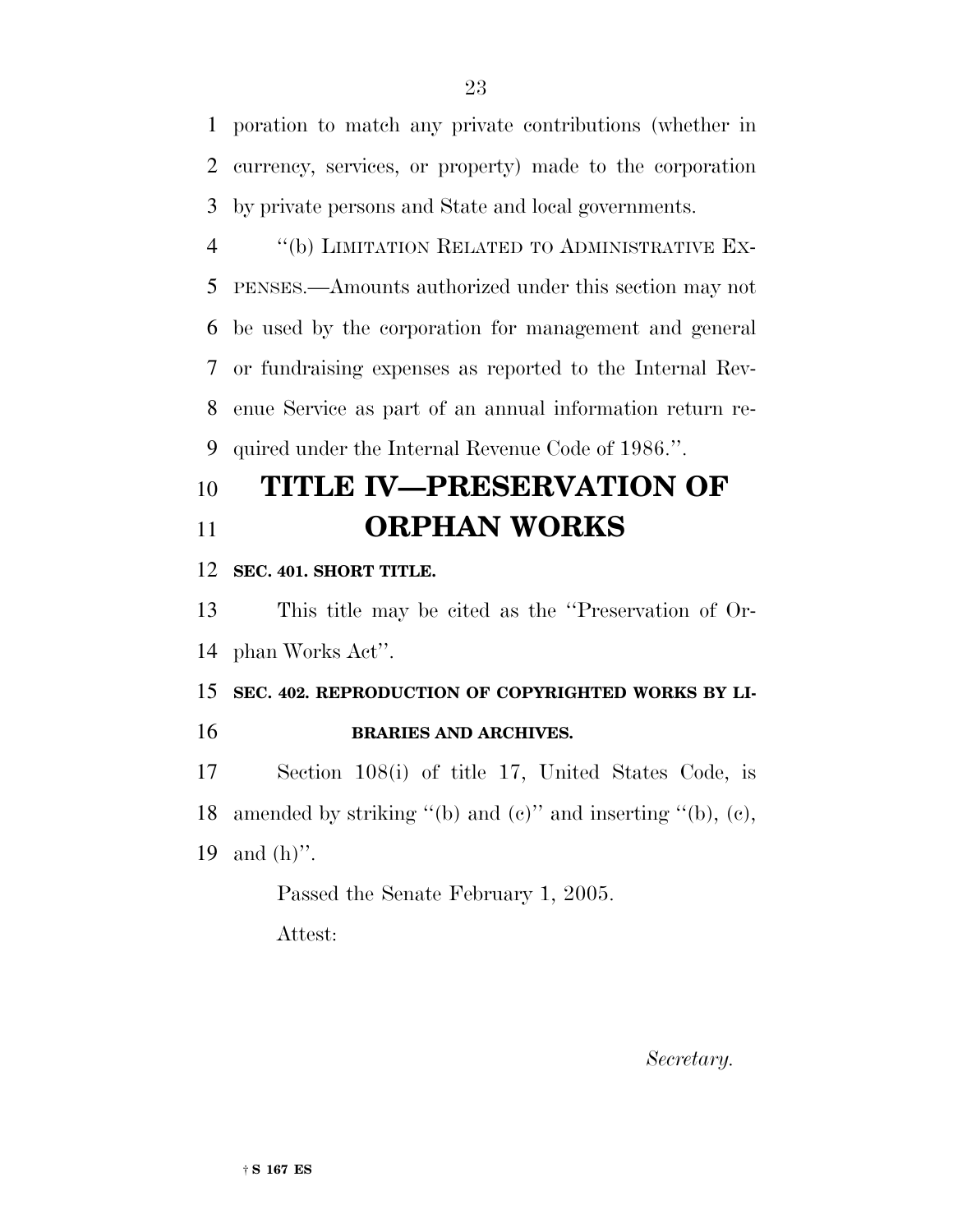poration to match any private contributions (whether in currency, services, or property) made to the corporation by private persons and State and local governments.

''(b) LIMITATION RELATED TO ADMINISTRATIVE EXPENSES.—Amounts authorized under this section may not be used by the corporation for management and general or fundraising expenses as reported to the Internal Revenue Service as part of an annual information return required under the Internal Revenue Code of 1986.''.

# TITLE IV—PRESERVATION OF ORPHAN WORKS

**SEC. 401. SHORT TITLE.**

This title may be cited as the ''Preservation of Orphan Works Act''.

**SEC. 402. REPRODUCTION OF COPYRIGHTED WORKS BY LIBRARIES AND ARCHIVES.**

Section 108(i) of title 17, United States Code, is amended by striking ''(b) and (c)'' and inserting ''(b), (c), and (h)''.

Passed the Senate February 1, 2005.

Attest:

*Secretary.*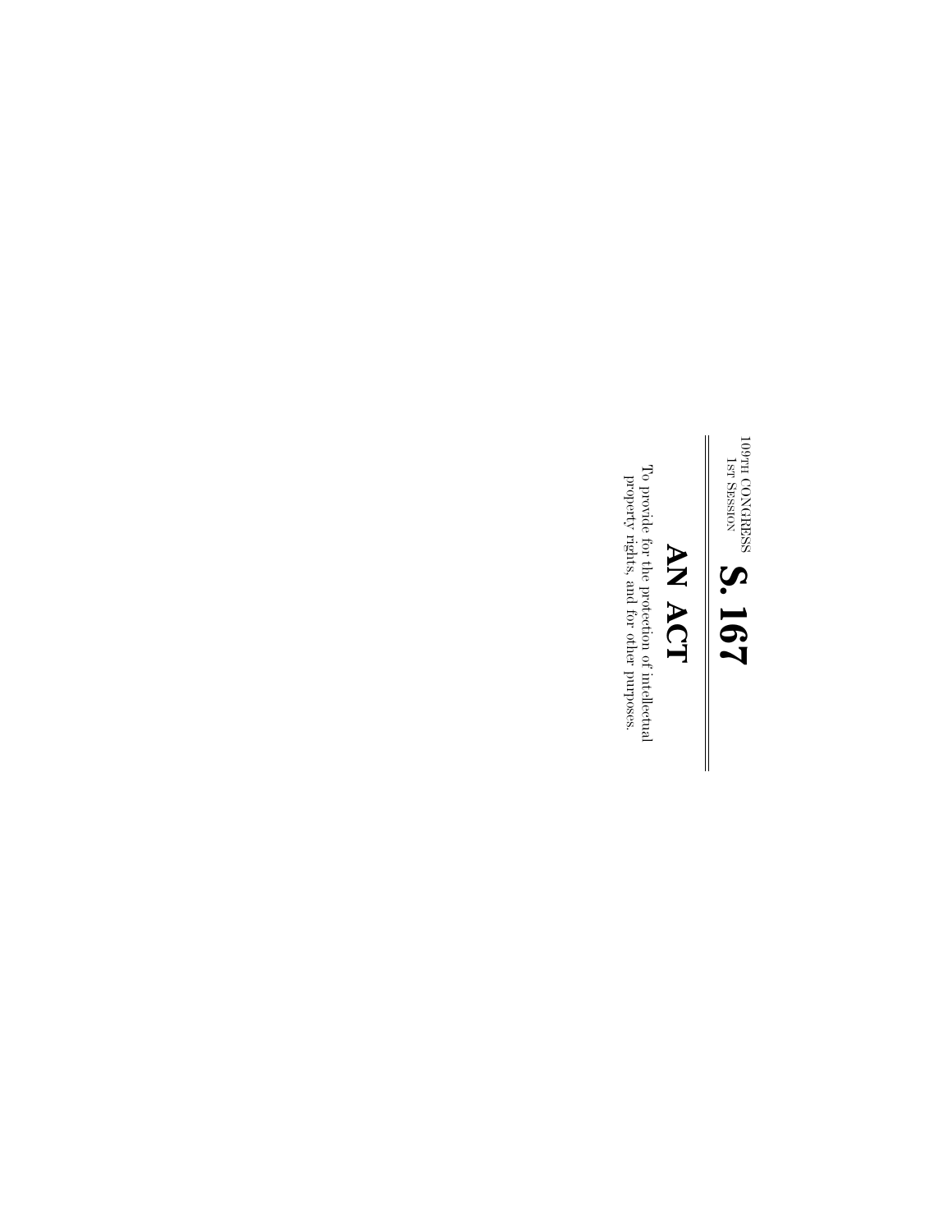109TH CONGRESS
1ST SESSION

# S. 167

# AN ACT

To provide for the protection of intellectual property rights, and for other purposes.